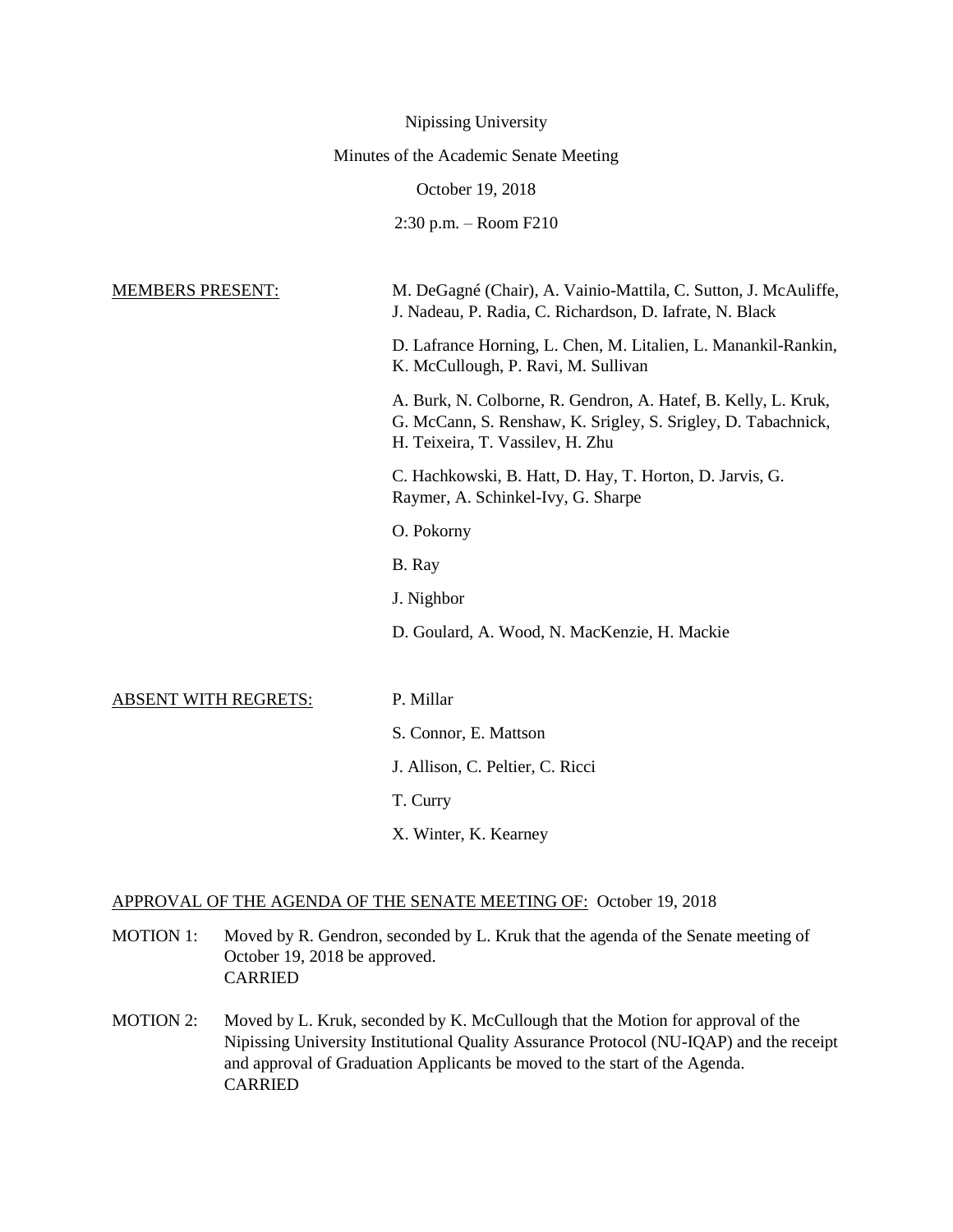Nipissing University

Minutes of the Academic Senate Meeting

October 19, 2018

2:30 p.m. – Room F210

MEMBERS PRESENT:

M. DeGagné (Chair), A. Vainio-Mattila, C. Sutton, J. McAuliffe, J. Nadeau, P. Radia, C. Richardson, D. Iafrate, N. Black

D. Lafrance Horning, L. Chen, M. Litalien, L. Manankil-Rankin, K. McCullough, P. Ravi, M. Sullivan

A. Burk, N. Colborne, R. Gendron, A. Hatef, B. Kelly, L. Kruk, G. McCann, S. Renshaw, K. Srigley, S. Srigley, D. Tabachnick, H. Teixeira, T. Vassilev, H. Zhu

C. Hachkowski, B. Hatt, D. Hay, T. Horton, D. Jarvis, G. Raymer, A. Schinkel-Ivy, G. Sharpe

O. Pokorny

B. Ray

J. Nighbor

D. Goulard, A. Wood, N. MacKenzie, H. Mackie

ABSENT WITH REGRETS:

P. Millar

S. Connor, E. Mattson

J. Allison, C. Peltier, C. Ricci

T. Curry

X. Winter, K. Kearney

APPROVAL OF THE AGENDA OF THE SENATE MEETING OF: October 19, 2018

MOTION 1: Moved by R. Gendron, seconded by L. Kruk that the agenda of the Senate meeting of October 19, 2018 be approved.
CARRIED

MOTION 2: Moved by L. Kruk, seconded by K. McCullough that the Motion for approval of the Nipissing University Institutional Quality Assurance Protocol (NU-IQAP) and the receipt and approval of Graduation Applicants be moved to the start of the Agenda.
CARRIED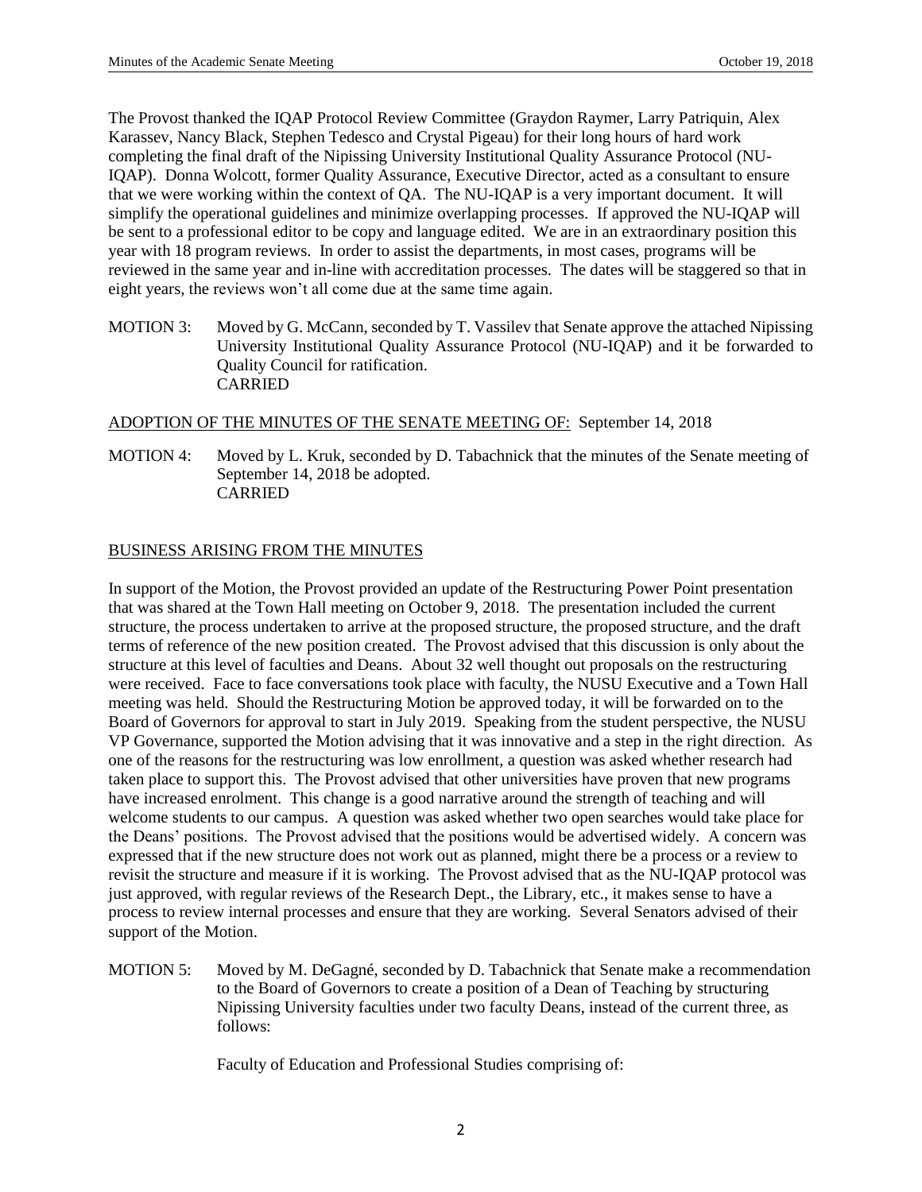The Provost thanked the IQAP Protocol Review Committee (Graydon Raymer, Larry Patriquin, Alex Karassev, Nancy Black, Stephen Tedesco and Crystal Pigeau) for their long hours of hard work completing the final draft of the Nipissing University Institutional Quality Assurance Protocol (NU-IQAP). Donna Wolcott, former Quality Assurance, Executive Director, acted as a consultant to ensure that we were working within the context of QA. The NU-IQAP is a very important document. It will simplify the operational guidelines and minimize overlapping processes. If approved the NU-IQAP will be sent to a professional editor to be copy and language edited. We are in an extraordinary position this year with 18 program reviews. In order to assist the departments, in most cases, programs will be reviewed in the same year and in-line with accreditation processes. The dates will be staggered so that in eight years, the reviews won't all come due at the same time again.

MOTION 3: Moved by G. McCann, seconded by T. Vassilev that Senate approve the attached Nipissing University Institutional Quality Assurance Protocol (NU-IQAP) and it be forwarded to Quality Council for ratification.
CARRIED

ADOPTION OF THE MINUTES OF THE SENATE MEETING OF: September 14, 2018

MOTION 4: Moved by L. Kruk, seconded by D. Tabachnick that the minutes of the Senate meeting of September 14, 2018 be adopted.
CARRIED

BUSINESS ARISING FROM THE MINUTES

In support of the Motion, the Provost provided an update of the Restructuring Power Point presentation that was shared at the Town Hall meeting on October 9, 2018. The presentation included the current structure, the process undertaken to arrive at the proposed structure, the proposed structure, and the draft terms of reference of the new position created. The Provost advised that this discussion is only about the structure at this level of faculties and Deans. About 32 well thought out proposals on the restructuring were received. Face to face conversations took place with faculty, the NUSU Executive and a Town Hall meeting was held. Should the Restructuring Motion be approved today, it will be forwarded on to the Board of Governors for approval to start in July 2019. Speaking from the student perspective, the NUSU VP Governance, supported the Motion advising that it was innovative and a step in the right direction. As one of the reasons for the restructuring was low enrollment, a question was asked whether research had taken place to support this. The Provost advised that other universities have proven that new programs have increased enrolment. This change is a good narrative around the strength of teaching and will welcome students to our campus. A question was asked whether two open searches would take place for the Deans' positions. The Provost advised that the positions would be advertised widely. A concern was expressed that if the new structure does not work out as planned, might there be a process or a review to revisit the structure and measure if it is working. The Provost advised that as the NU-IQAP protocol was just approved, with regular reviews of the Research Dept., the Library, etc., it makes sense to have a process to review internal processes and ensure that they are working. Several Senators advised of their support of the Motion.

MOTION 5: Moved by M. DeGagné, seconded by D. Tabachnick that Senate make a recommendation to the Board of Governors to create a position of a Dean of Teaching by structuring Nipissing University faculties under two faculty Deans, instead of the current three, as follows:

Faculty of Education and Professional Studies comprising of: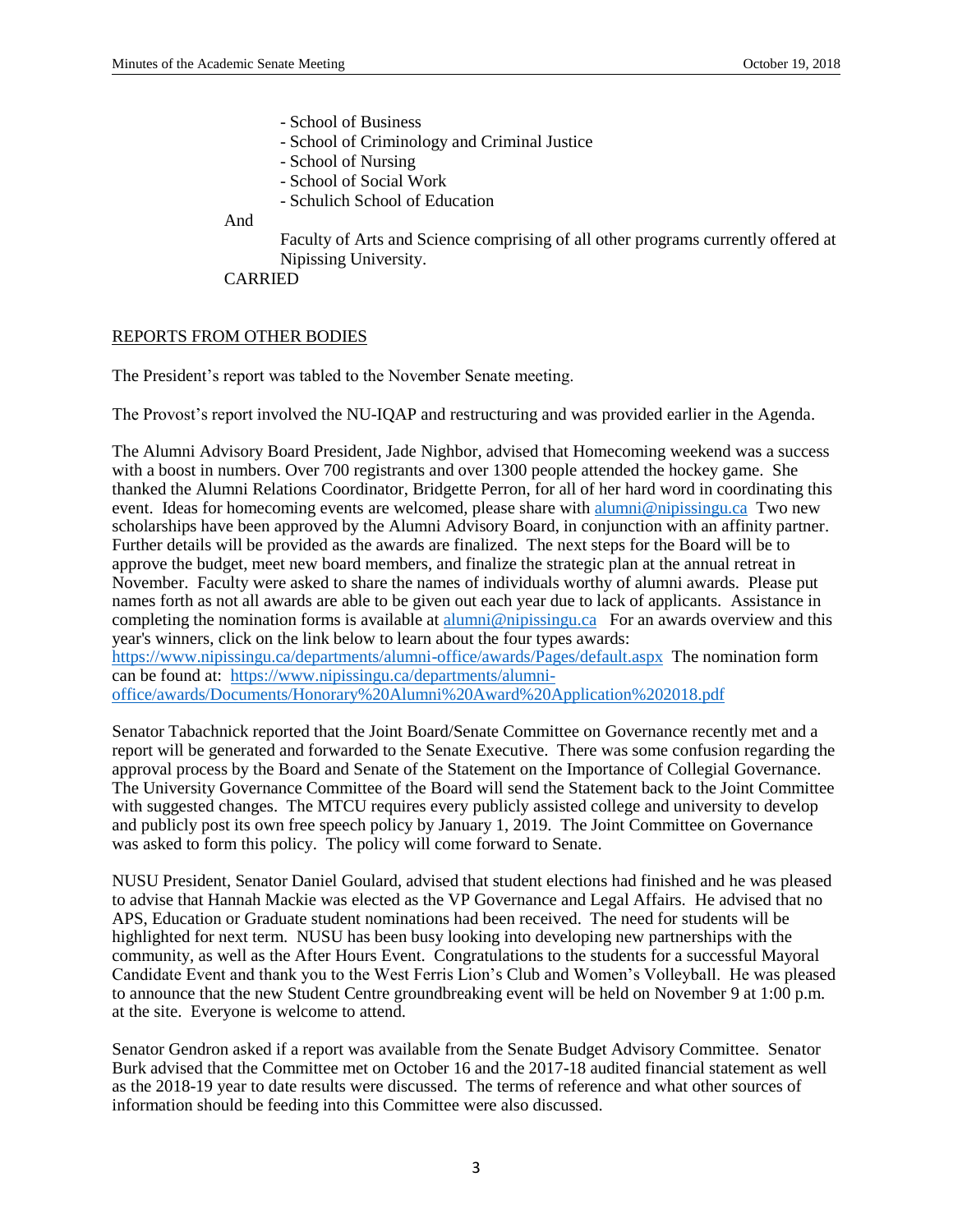- School of Business
- School of Criminology and Criminal Justice
- School of Nursing
- School of Social Work
- Schulich School of Education

And

Faculty of Arts and Science comprising of all other programs currently offered at Nipissing University.

CARRIED

## REPORTS FROM OTHER BODIES

The President's report was tabled to the November Senate meeting.

The Provost's report involved the NU-IQAP and restructuring and was provided earlier in the Agenda.

The Alumni Advisory Board President, Jade Nighbor, advised that Homecoming weekend was a success with a boost in numbers. Over 700 registrants and over 1300 people attended the hockey game. She thanked the Alumni Relations Coordinator, Bridgette Perron, for all of her hard word in coordinating this event. Ideas for homecoming events are welcomed, please share with [alumni@nipissingu.ca](mailto:alumni@nipissingu.ca) Two new scholarships have been approved by the Alumni Advisory Board, in conjunction with an affinity partner. Further details will be provided as the awards are finalized. The next steps for the Board will be to approve the budget, meet new board members, and finalize the strategic plan at the annual retreat in November. Faculty were asked to share the names of individuals worthy of alumni awards. Please put names forth as not all awards are able to be given out each year due to lack of applicants. Assistance in completing the nomination forms is available at [alumni@nipissingu.ca](mailto:alumni@nipissingu.ca) For an awards overview and this year's winners, click on the link below to learn about the four types awards: https://www.nipissingu.ca/departments/alumni-office/awards/Pages/default.aspx The nomination form can be found at: https://www.nipissingu.ca/departments/alumni-office/awards/Documents/Honorary%20Alumni%20Award%20Application%202018.pdf

Senator Tabachnick reported that the Joint Board/Senate Committee on Governance recently met and a report will be generated and forwarded to the Senate Executive. There was some confusion regarding the approval process by the Board and Senate of the Statement on the Importance of Collegial Governance. The University Governance Committee of the Board will send the Statement back to the Joint Committee with suggested changes. The MTCU requires every publicly assisted college and university to develop and publicly post its own free speech policy by January 1, 2019. The Joint Committee on Governance was asked to form this policy. The policy will come forward to Senate.

NUSU President, Senator Daniel Goulard, advised that student elections had finished and he was pleased to advise that Hannah Mackie was elected as the VP Governance and Legal Affairs. He advised that no APS, Education or Graduate student nominations had been received. The need for students will be highlighted for next term. NUSU has been busy looking into developing new partnerships with the community, as well as the After Hours Event. Congratulations to the students for a successful Mayoral Candidate Event and thank you to the West Ferris Lion's Club and Women's Volleyball. He was pleased to announce that the new Student Centre groundbreaking event will be held on November 9 at 1:00 p.m. at the site. Everyone is welcome to attend.

Senator Gendron asked if a report was available from the Senate Budget Advisory Committee. Senator Burk advised that the Committee met on October 16 and the 2017-18 audited financial statement as well as the 2018-19 year to date results were discussed. The terms of reference and what other sources of information should be feeding into this Committee were also discussed.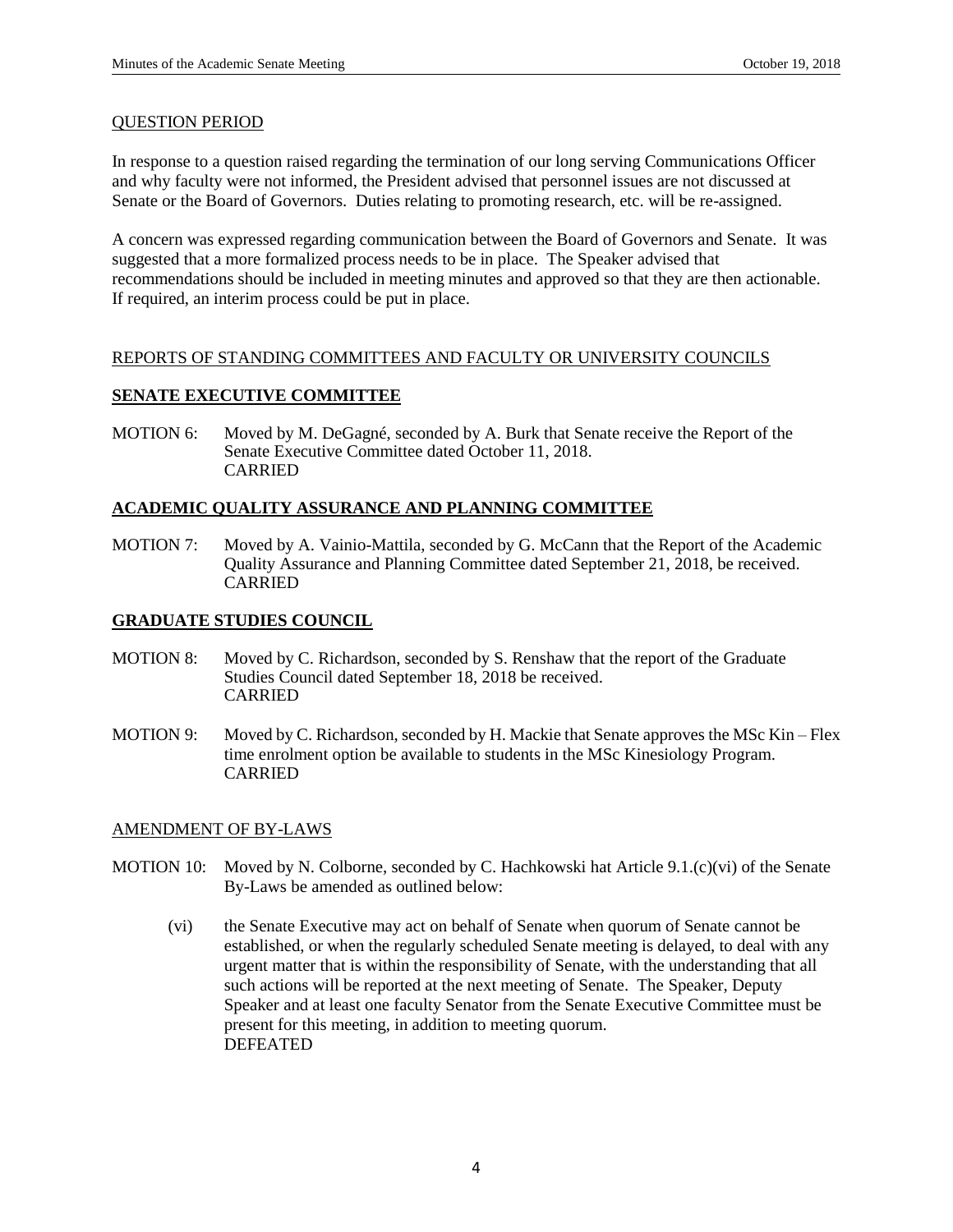QUESTION PERIOD

In response to a question raised regarding the termination of our long serving Communications Officer and why faculty were not informed, the President advised that personnel issues are not discussed at Senate or the Board of Governors. Duties relating to promoting research, etc. will be re-assigned.

A concern was expressed regarding communication between the Board of Governors and Senate. It was suggested that a more formalized process needs to be in place. The Speaker advised that recommendations should be included in meeting minutes and approved so that they are then actionable. If required, an interim process could be put in place.

REPORTS OF STANDING COMMITTEES AND FACULTY OR UNIVERSITY COUNCILS

**SENATE EXECUTIVE COMMITTEE**

MOTION 6: Moved by M. DeGagné, seconded by A. Burk that Senate receive the Report of the Senate Executive Committee dated October 11, 2018.
CARRIED

**ACADEMIC QUALITY ASSURANCE AND PLANNING COMMITTEE**

MOTION 7: Moved by A. Vainio-Mattila, seconded by G. McCann that the Report of the Academic Quality Assurance and Planning Committee dated September 21, 2018, be received.
CARRIED

**GRADUATE STUDIES COUNCIL**

MOTION 8: Moved by C. Richardson, seconded by S. Renshaw that the report of the Graduate Studies Council dated September 18, 2018 be received.
CARRIED

MOTION 9: Moved by C. Richardson, seconded by H. Mackie that Senate approves the MSc Kin – Flex time enrolment option be available to students in the MSc Kinesiology Program.
CARRIED

AMENDMENT OF BY-LAWS

MOTION 10: Moved by N. Colborne, seconded by C. Hachkowski hat Article 9.1.(c)(vi) of the Senate By-Laws be amended as outlined below:

(vi) the Senate Executive may act on behalf of Senate when quorum of Senate cannot be established, or when the regularly scheduled Senate meeting is delayed, to deal with any urgent matter that is within the responsibility of Senate, with the understanding that all such actions will be reported at the next meeting of Senate. The Speaker, Deputy Speaker and at least one faculty Senator from the Senate Executive Committee must be present for this meeting, in addition to meeting quorum.
DEFEATED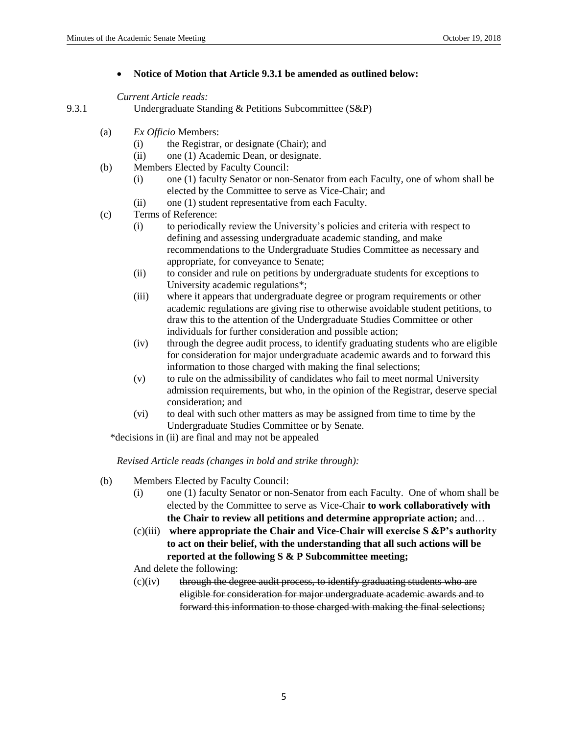- **Notice of Motion that Article 9.3.1 be amended as outlined below:**

*Current Article reads:*

9.3.1 Undergraduate Standing & Petitions Subcommittee (S&P)

(a) *Ex Officio* Members:
  (i) the Registrar, or designate (Chair); and
  (ii) one (1) Academic Dean, or designate.

(b) Members Elected by Faculty Council:
  (i) one (1) faculty Senator or non-Senator from each Faculty, one of whom shall be elected by the Committee to serve as Vice-Chair; and
  (ii) one (1) student representative from each Faculty.

(c) Terms of Reference:
  (i) to periodically review the University's policies and criteria with respect to defining and assessing undergraduate academic standing, and make recommendations to the Undergraduate Studies Committee as necessary and appropriate, for conveyance to Senate;
  (ii) to consider and rule on petitions by undergraduate students for exceptions to University academic regulations*;
  (iii) where it appears that undergraduate degree or program requirements or other academic regulations are giving rise to otherwise avoidable student petitions, to draw this to the attention of the Undergraduate Studies Committee or other individuals for further consideration and possible action;
  (iv) through the degree audit process, to identify graduating students who are eligible for consideration for major undergraduate academic awards and to forward this information to those charged with making the final selections;
  (v) to rule on the admissibility of candidates who fail to meet normal University admission requirements, but who, in the opinion of the Registrar, deserve special consideration; and
  (vi) to deal with such other matters as may be assigned from time to time by the Undergraduate Studies Committee or by Senate.

*decisions in (ii) are final and may not be appealed

*Revised Article reads (changes in bold and strike through):*

(b) Members Elected by Faculty Council:
  (i) one (1) faculty Senator or non-Senator from each Faculty. One of whom shall be elected by the Committee to serve as Vice-Chair **to work collaboratively with the Chair to review all petitions and determine appropriate action;** and…

  (c)(iii) **where appropriate the Chair and Vice-Chair will exercise S &P's authority to act on their belief, with the understanding that all such actions will be reported at the following S & P Subcommittee meeting;**

And delete the following:

  (c)(iv) ~~through the degree audit process, to identify graduating students who are eligible for consideration for major undergraduate academic awards and to forward this information to those charged with making the final selections;~~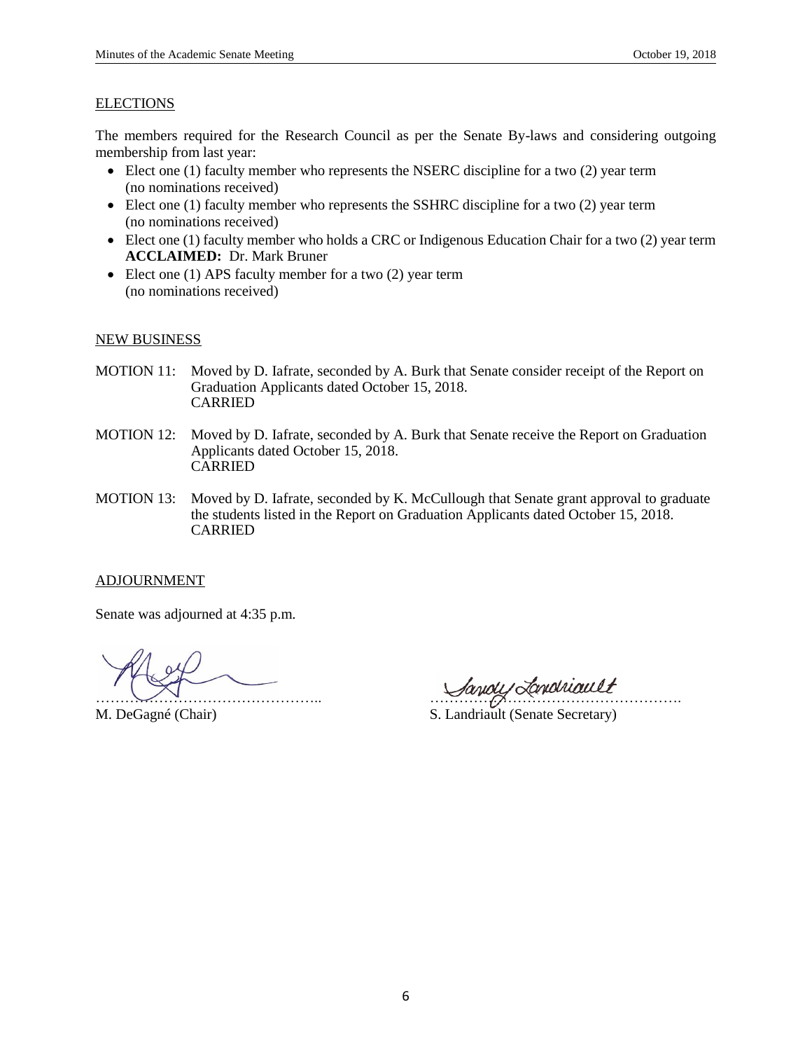## ELECTIONS

The members required for the Research Council as per the Senate By-laws and considering outgoing membership from last year:

- Elect one (1) faculty member who represents the NSERC discipline for a two (2) year term (no nominations received)
- Elect one (1) faculty member who represents the SSHRC discipline for a two (2) year term (no nominations received)
- Elect one (1) faculty member who holds a CRC or Indigenous Education Chair for a two (2) year term **ACCLAIMED:** Dr. Mark Bruner
- Elect one (1) APS faculty member for a two (2) year term (no nominations received)

## NEW BUSINESS

MOTION 11: Moved by D. Iafrate, seconded by A. Burk that Senate consider receipt of the Report on Graduation Applicants dated October 15, 2018.
CARRIED

MOTION 12: Moved by D. Iafrate, seconded by A. Burk that Senate receive the Report on Graduation Applicants dated October 15, 2018.
CARRIED

MOTION 13: Moved by D. Iafrate, seconded by K. McCullough that Senate grant approval to graduate the students listed in the Report on Graduation Applicants dated October 15, 2018.
CARRIED

## ADJOURNMENT

Senate was adjourned at 4:35 p.m.

……………………………………….. M. DeGagné (Chair)

………………………………………………. S. Landriault (Senate Secretary)